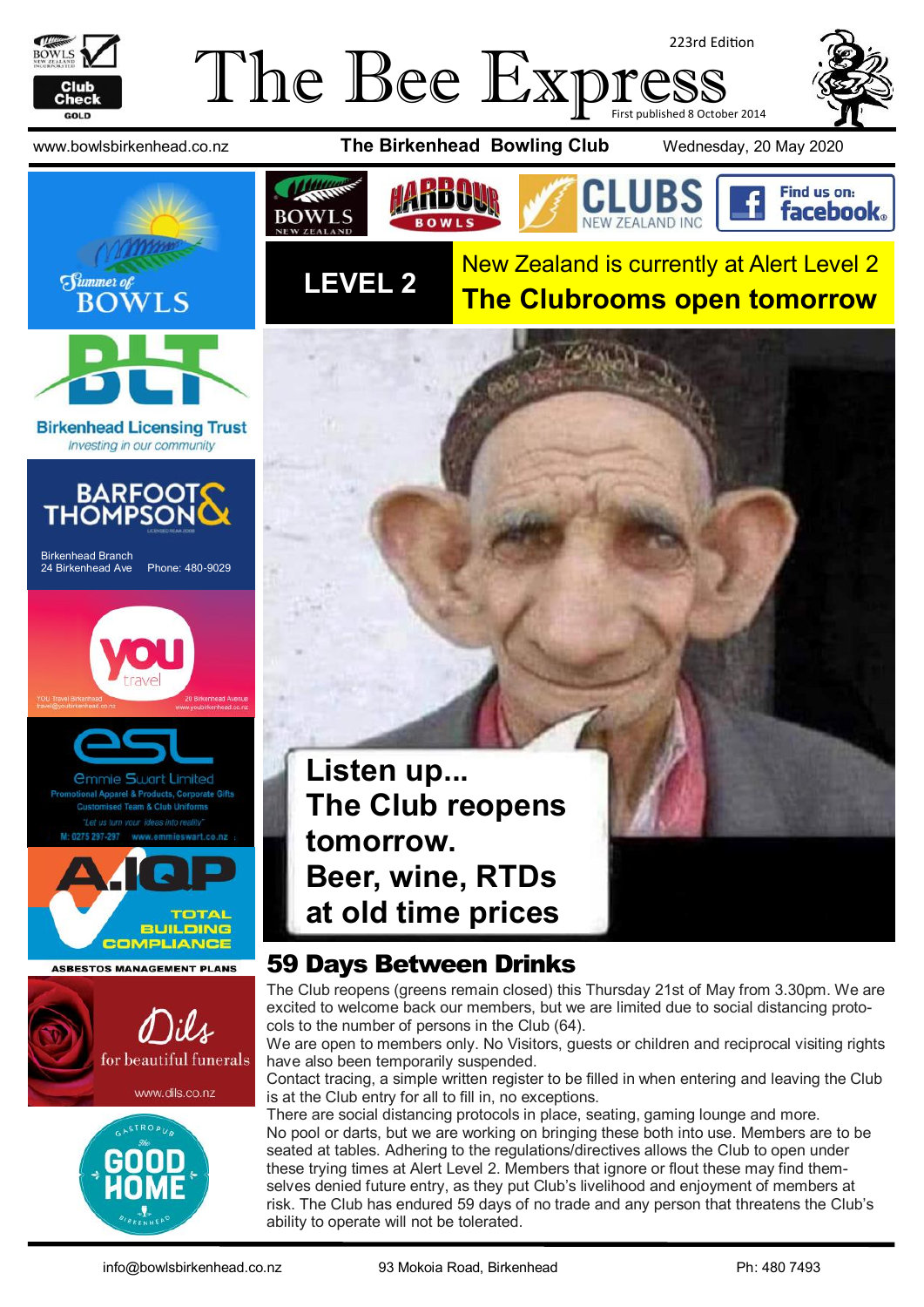# The Bee Express

223rd Edition

First published 8 October 2014

www.bowlsbirkenhead.co.nz **The Birkenhead Bowling Club** Wednesday, 20 May 2020

**LEVEL 2**

New Zealand is currently at Alert Level 2

**The Clubrooms open tomorrow**

**Listen up... The Club reopens tomorrow. Beer, wine, RTDs at old time prices**

## 59 Days Between Drinks

The Club reopens (greens remain closed) this Thursday 21st of May from 3.30pm. We are excited to welcome back our members, but we are limited due to social distancing protocols to the number of persons in the Club (64).

We are open to members only. No Visitors, guests or children and reciprocal visiting rights have also been temporarily suspended.

Contact tracing, a simple written register to be filled in when entering and leaving the Club is at the Club entry for all to fill in, no exceptions.

There are social distancing protocols in place, seating, gaming lounge and more.

No pool or darts, but we are working on bringing these both into use. Members are to be seated at tables. Adhering to the regulations/directives allows the Club to open under these trying times at Alert Level 2. Members that ignore or flout these may find themselves denied future entry, as they put Club's livelihood and enjoyment of members at risk. The Club has endured 59 days of no trade and any person that threatens the Club's ability to operate will not be tolerated.

Summer of Bowls

Birkenhead Licensing Trust — Investing in our community

Barfoot & Thompson — Birkenhead Branch, 24 Birkenhead Ave, Phone: 480-9029

You Travel — YOU Travel Birkenhead, travel@youbirkenhead.co.nz, 20 Birkenhead Avenue, www.youbirkenhead.co.nz

Emmie Swart Limited — Promotional Apparel & Products, Corporate Gifts, Customised Team & Club Uniforms. "Let us turn your ideas into reality". M: 0275 297-297 www.emmieswart.co.nz

A.IQP — Total Building Compliance — Asbestos Management Plans

Dils for beautiful funerals — www.dils.co.nz

Gastropub The Good Home Birkenhead

info@bowlsbirkenhead.co.nz 93 Mokoia Road, Birkenhead Ph: 480 7493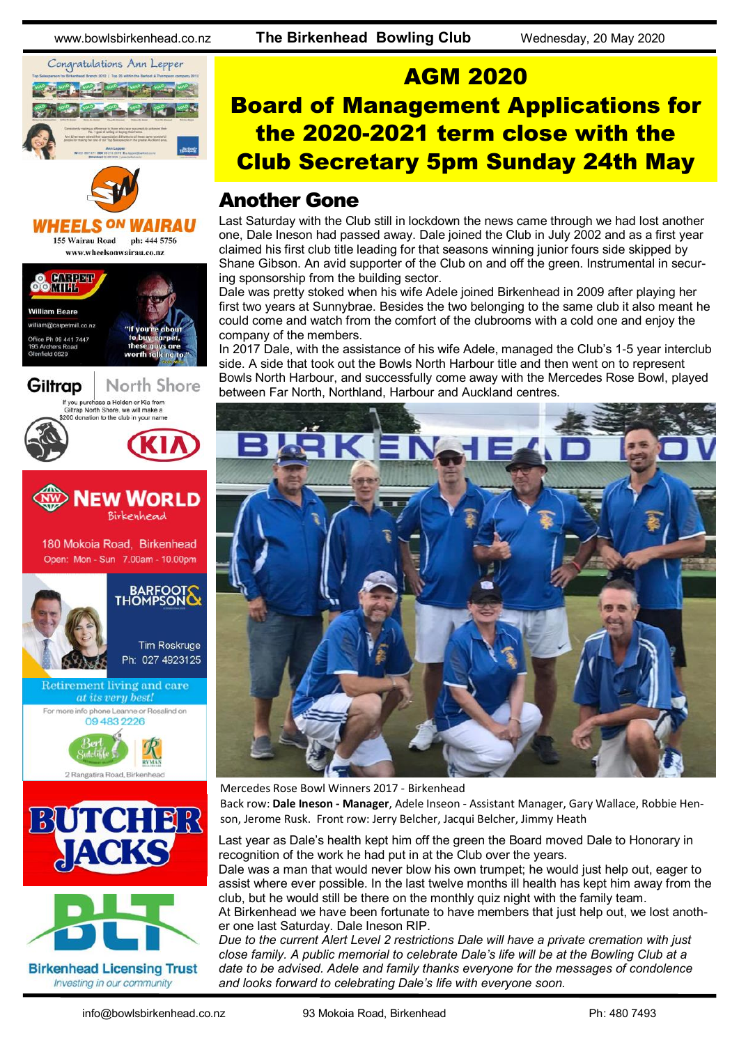# AGM 2020

# Board of Management Applications for the 2020-2021 term close with the Club Secretary 5pm Sunday 24th May

## Another Gone

Last Saturday with the Club still in lockdown the news came through we had lost another one, Dale Ineson had passed away. Dale joined the Club in July 2002 and as a first year claimed his first club title leading for that seasons winning junior fours side skipped by Shane Gibson. An avid supporter of the Club on and off the green. Instrumental in securing sponsorship from the building sector.

Dale was pretty stoked when his wife Adele joined Birkenhead in 2009 after playing her first two years at Sunnybrae. Besides the two belonging to the same club it also meant he could come and watch from the comfort of the clubrooms with a cold one and enjoy the company of the members.

In 2017 Dale, with the assistance of his wife Adele, managed the Club's 1-5 year interclub side. A side that took out the Bowls North Harbour title and then went on to represent Bowls North Harbour, and successfully come away with the Mercedes Rose Bowl, played between Far North, Northland, Harbour and Auckland centres.

Mercedes Rose Bowl Winners 2017 - Birkenhead
Back row: **Dale Ineson - Manager**, Adele Ineson - Assistant Manager, Gary Wallace, Robbie Henson, Jerome Rusk. Front row: Jerry Belcher, Jacqui Belcher, Jimmy Heath

Last year as Dale's health kept him off the green the Board moved Dale to Honorary in recognition of the work he had put in at the Club over the years.

Dale was a man that would never blow his own trumpet; he would just help out, eager to assist where ever possible. In the last twelve months ill health has kept him away from the club, but he would still be there on the monthly quiz night with the family team.

At Birkenhead we have been fortunate to have members that just help out, we lost another one last Saturday. Dale Ineson RIP.

*Due to the current Alert Level 2 restrictions Dale will have a private cremation with just close family. A public memorial to celebrate Dale's life will be at the Bowling Club at a date to be advised. Adele and family thanks everyone for the messages of condolence and looks forward to celebrating Dale's life with everyone soon.*

Congratulations Ann Lepper

WHEELS ON WAIRAU
155 Wairau Road ph: 444 5756
www.wheelsonwairau.co.nz

CARPET MILL
William Beare
william@carpetmill.co.nz
Office Ph 09 441 7447
195 Archers Road
Glenfield 0629
"If you're about to buy carpet, these guys are worth talking to."

Giltrap North Shore
If you purchase a Holden or Kia from Giltrap North Shore, we will make a $200 donation to the club in your name

NEW WORLD Birkenhead
180 Mokoia Road, Birkenhead
Open: Mon - Sun 7.00am - 10.00pm

BARFOOT & THOMPSON
Tim Roskruge
Ph: 027 4923125

Retirement living and care *at its very best!*
For more info phone Leanne or Rosalind on 09 483 2226
Bert Sutcliffe — RYMAN
2 Rangatira Road, Birkenhead

BUTCHER JACKS

BLT
Birkenhead Licensing Trust
*Investing in our community*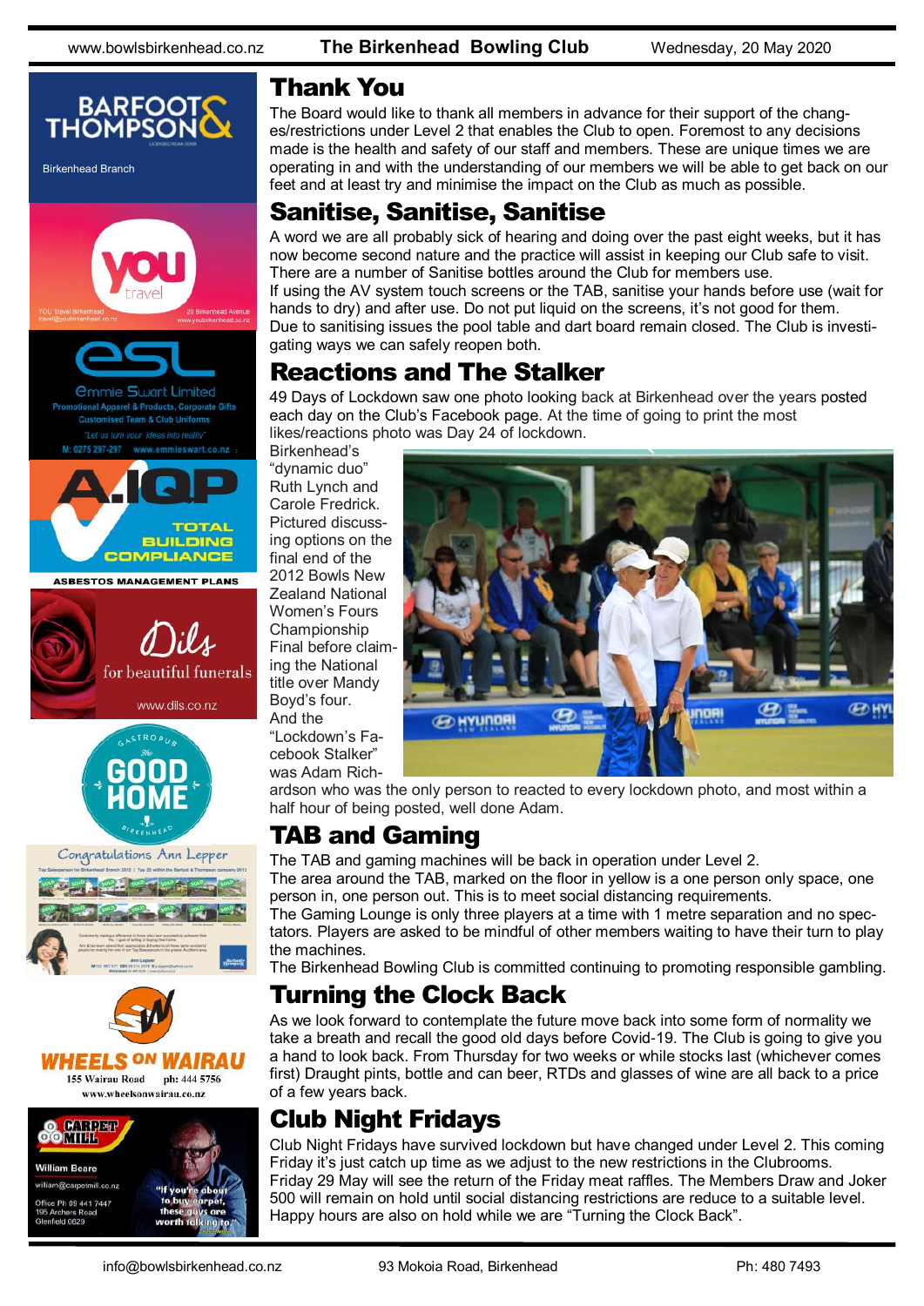## Thank You

The Board would like to thank all members in advance for their support of the changes/restrictions under Level 2 that enables the Club to open. Foremost to any decisions made is the health and safety of our staff and members. These are unique times we are operating in and with the understanding of our members we will be able to get back on our feet and at least try and minimise the impact on the Club as much as possible.

## Sanitise, Sanitise, Sanitise

A word we are all probably sick of hearing and doing over the past eight weeks, but it has now become second nature and the practice will assist in keeping our Club safe to visit. There are a number of Sanitise bottles around the Club for members use.

If using the AV system touch screens or the TAB, sanitise your hands before use (wait for hands to dry) and after use. Do not put liquid on the screens, it's not good for them.

Due to sanitising issues the pool table and dart board remain closed. The Club is investigating ways we can safely reopen both.

## Reactions and The Stalker

49 Days of Lockdown saw one photo looking back at Birkenhead over the years posted each day on the Club's Facebook page. At the time of going to print the most likes/reactions photo was Day 24 of lockdown.

Birkenhead's "dynamic duo" Ruth Lynch and Carole Fredrick. Pictured discussing options on the final end of the 2012 Bowls New Zealand National Women's Fours Championship Final before claiming the National title over Mandy Boyd's four.

And the "Lockdown's Facebook Stalker" was Adam Richardson who was the only person to reacted to every lockdown photo, and most within a half hour of being posted, well done Adam.

## TAB and Gaming

The TAB and gaming machines will be back in operation under Level 2.

The area around the TAB, marked on the floor in yellow is a one person only space, one person in, one person out. This is to meet social distancing requirements.

The Gaming Lounge is only three players at a time with 1 metre separation and no spectators. Players are asked to be mindful of other members waiting to have their turn to play the machines.

The Birkenhead Bowling Club is committed continuing to promoting responsible gambling.

## Turning the Clock Back

As we look forward to contemplate the future move back into some form of normality we take a breath and recall the good old days before Covid-19. The Club is going to give you a hand to look back. From Thursday for two weeks or while stocks last (whichever comes first) Draught pints, bottle and can beer, RTDs and glasses of wine are all back to a price of a few years back.

## Club Night Fridays

Club Night Fridays have survived lockdown but have changed under Level 2. This coming Friday it's just catch up time as we adjust to the new restrictions in the Clubrooms.

Friday 29 May will see the return of the Friday meat raffles. The Members Draw and Joker 500 will remain on hold until social distancing restrictions are reduce to a suitable level.

Happy hours are also on hold while we are "Turning the Clock Back".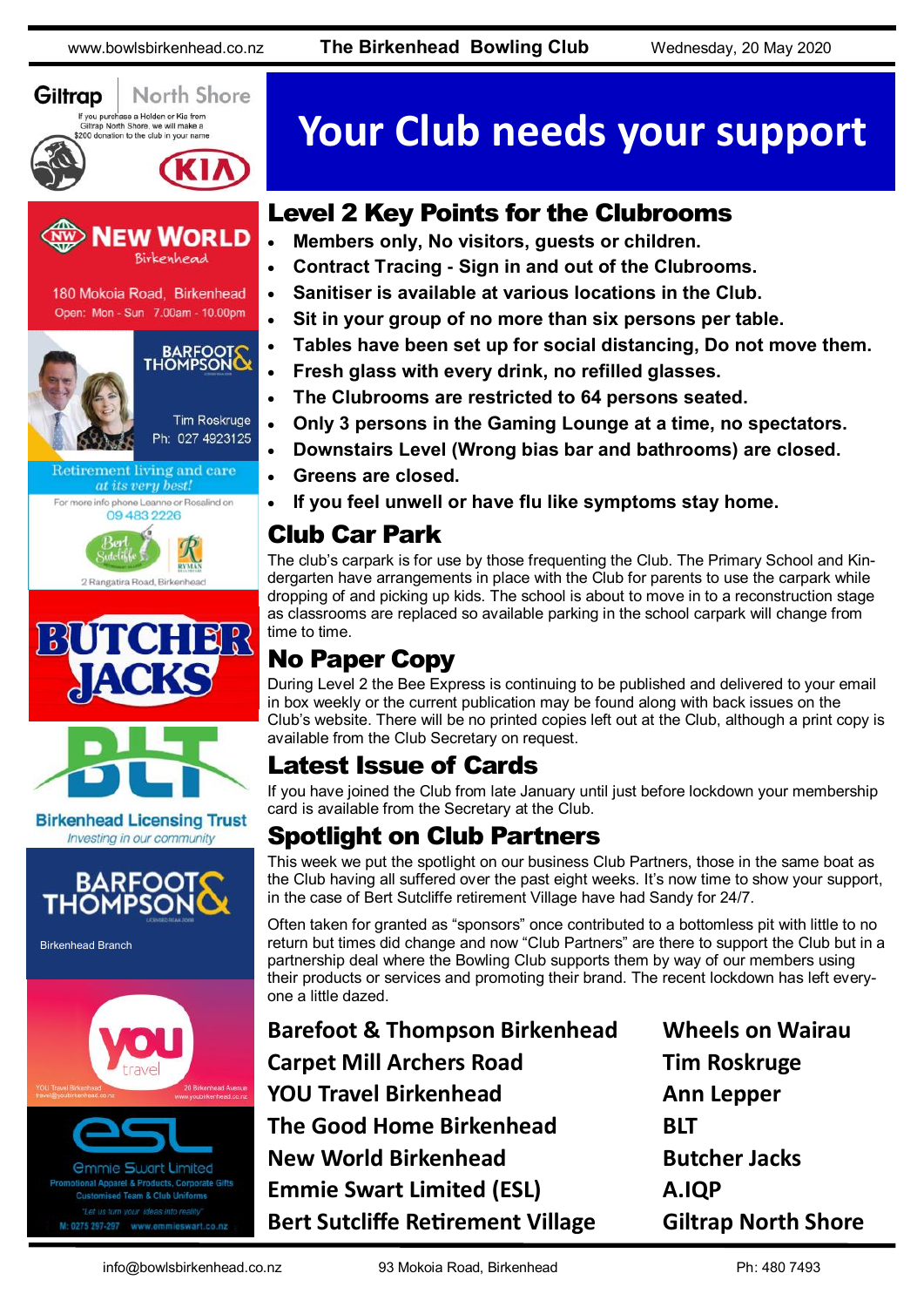# Your Club needs your support

## Level 2 Key Points for the Clubrooms

- **Members only, No visitors, guests or children.**
- **Contract Tracing - Sign in and out of the Clubrooms.**
- **Sanitiser is available at various locations in the Club.**
- **Sit in your group of no more than six persons per table.**
- **Tables have been set up for social distancing, Do not move them.**
- **Fresh glass with every drink, no refilled glasses.**
- **The Clubrooms are restricted to 64 persons seated.**
- **Only 3 persons in the Gaming Lounge at a time, no spectators.**
- **Downstairs Level (Wrong bias bar and bathrooms) are closed.**
- **Greens are closed.**
- **If you feel unwell or have flu like symptoms stay home.**

## Club Car Park

The club's carpark is for use by those frequenting the Club. The Primary School and Kindergarten have arrangements in place with the Club for parents to use the carpark while dropping of and picking up kids. The school is about to move in to a reconstruction stage as classrooms are replaced so available parking in the school carpark will change from time to time.

## No Paper Copy

During Level 2 the Bee Express is continuing to be published and delivered to your email in box weekly or the current publication may be found along with back issues on the Club's website. There will be no printed copies left out at the Club, although a print copy is available from the Club Secretary on request.

## Latest Issue of Cards

If you have joined the Club from late January until just before lockdown your membership card is available from the Secretary at the Club.

## Spotlight on Club Partners

This week we put the spotlight on our business Club Partners, those in the same boat as the Club having all suffered over the past eight weeks. It's now time to show your support, in the case of Bert Sutcliffe retirement Village have had Sandy for 24/7.

Often taken for granted as "sponsors" once contributed to a bottomless pit with little to no return but times did change and now "Club Partners" are there to support the Club but in a partnership deal where the Bowling Club supports them by way of our members using their products or services and promoting their brand. The recent lockdown has left everyone a little dazed.

**Barefoot & Thompson Birkenhead**
**Carpet Mill Archers Road**
**YOU Travel Birkenhead**
**The Good Home Birkenhead**
**New World Birkenhead**
**Emmie Swart Limited (ESL)**
**Bert Sutcliffe Retirement Village**
**Wheels on Wairau**
**Tim Roskruge**
**Ann Lepper**
**BLT**
**Butcher Jacks**
**A.IQP**
**Giltrap North Shore**

---

Giltrap | North Shore
If you purchase a Holden or Kia from Giltrap North Shore, we will make a $200 donation to the club in your name
KIA

NEW WORLD Birkenhead
180 Mokoia Road, Birkenhead
Open: Mon - Sun 7.00am - 10.00pm

BARFOOT & THOMPSON
Tim Roskruge
Ph: 027 4923125

Retirement living and care *at its very best!*
For more info phone Leanne or Rosalind on 09 483 2226
Bert Sutcliffe | RYMAN
2 Rangatira Road, Birkenhead

BUTCHER JACKS

BLT
Birkenhead Licensing Trust
*Investing in our community*

BARFOOT & THOMPSON
Birkenhead Branch

you travel
YOU Travel Birkenhead travel@youbirkenhead.co.nz
20 Birkenhead Avenue www.youbirkenhead.co.nz

esl
Emmie Swart Limited
Promotional Apparel & Products, Corporate Gifts
Customised Team & Club Uniforms
"Let us turn your ideas into reality"
M: 0275 297-297 www.emmieswart.co.nz